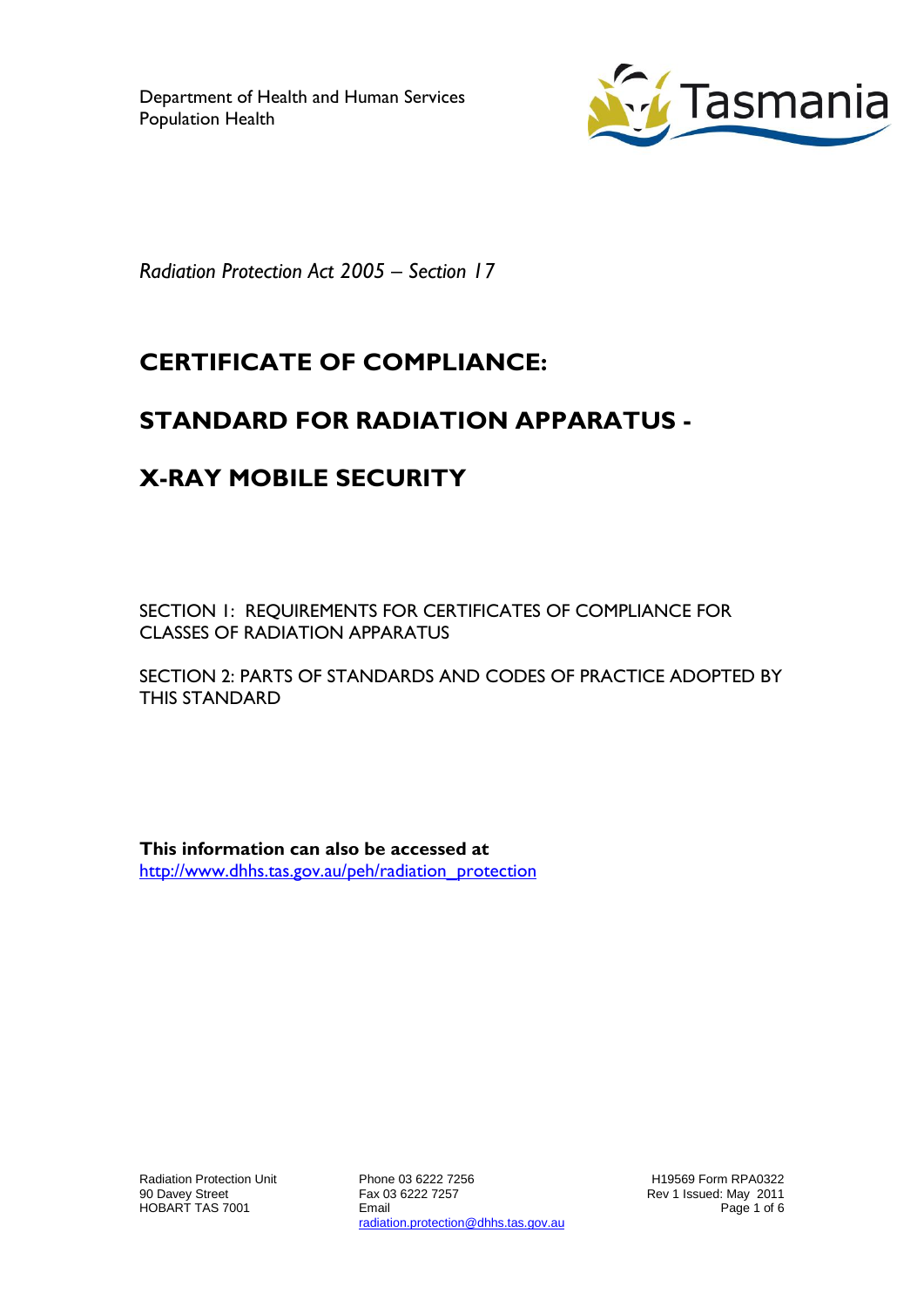Department of Health and Human Services
Population Health

*Radiation Protection Act 2005 – Section 17*

# CERTIFICATE OF COMPLIANCE:

# STANDARD FOR RADIATION APPARATUS -

# X-RAY MOBILE SECURITY

SECTION 1: REQUIREMENTS FOR CERTIFICATES OF COMPLIANCE FOR CLASSES OF RADIATION APPARATUS

SECTION 2: PARTS OF STANDARDS AND CODES OF PRACTICE ADOPTED BY THIS STANDARD

**This information can also be accessed at**
http://www.dhhs.tas.gov.au/peh/radiation_protection

Radiation Protection Unit
90 Davey Street
HOBART TAS 7001

Phone 03 6222 7256
Fax 03 6222 7257
Email
radiation.protection@dhhs.tas.gov.au

H19569 Form RPA0322
Rev 1 Issued: May 2011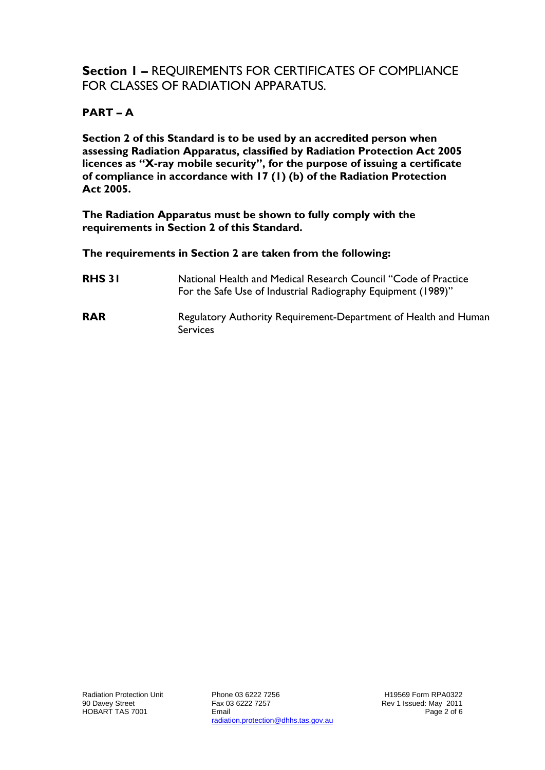## **Section 1 –** REQUIREMENTS FOR CERTIFICATES OF COMPLIANCE FOR CLASSES OF RADIATION APPARATUS.

### PART – A

**Section 2 of this Standard is to be used by an accredited person when assessing Radiation Apparatus, classified by Radiation Protection Act 2005 licences as "X-ray mobile security", for the purpose of issuing a certificate of compliance in accordance with 17 (1) (b) of the Radiation Protection Act 2005.**

**The Radiation Apparatus must be shown to fully comply with the requirements in Section 2 of this Standard.**

**The requirements in Section 2 are taken from the following:**

| | |
|---|---|
| **RHS 31** | National Health and Medical Research Council "Code of Practice For the Safe Use of Industrial Radiography Equipment (1989)" |
| **RAR** | Regulatory Authority Requirement-Department of Health and Human Services |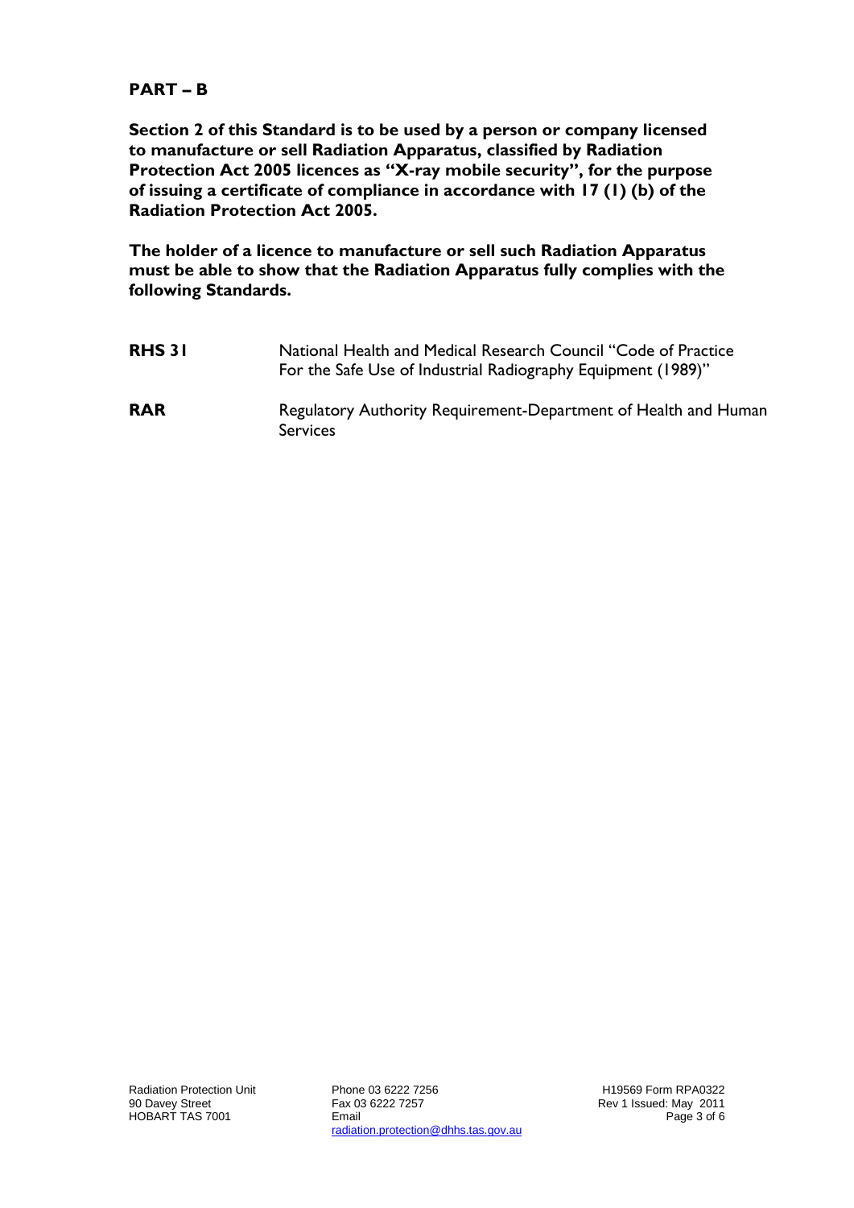## PART – B

**Section 2 of this Standard is to be used by a person or company licensed to manufacture or sell Radiation Apparatus, classified by Radiation Protection Act 2005 licences as "X-ray mobile security", for the purpose of issuing a certificate of compliance in accordance with 17 (1) (b) of the Radiation Protection Act 2005.**

**The holder of a licence to manufacture or sell such Radiation Apparatus must be able to show that the Radiation Apparatus fully complies with the following Standards.**

| | |
|---|---|
| **RHS 31** | National Health and Medical Research Council "Code of Practice For the Safe Use of Industrial Radiography Equipment (1989)" |
| **RAR** | Regulatory Authority Requirement-Department of Health and Human Services |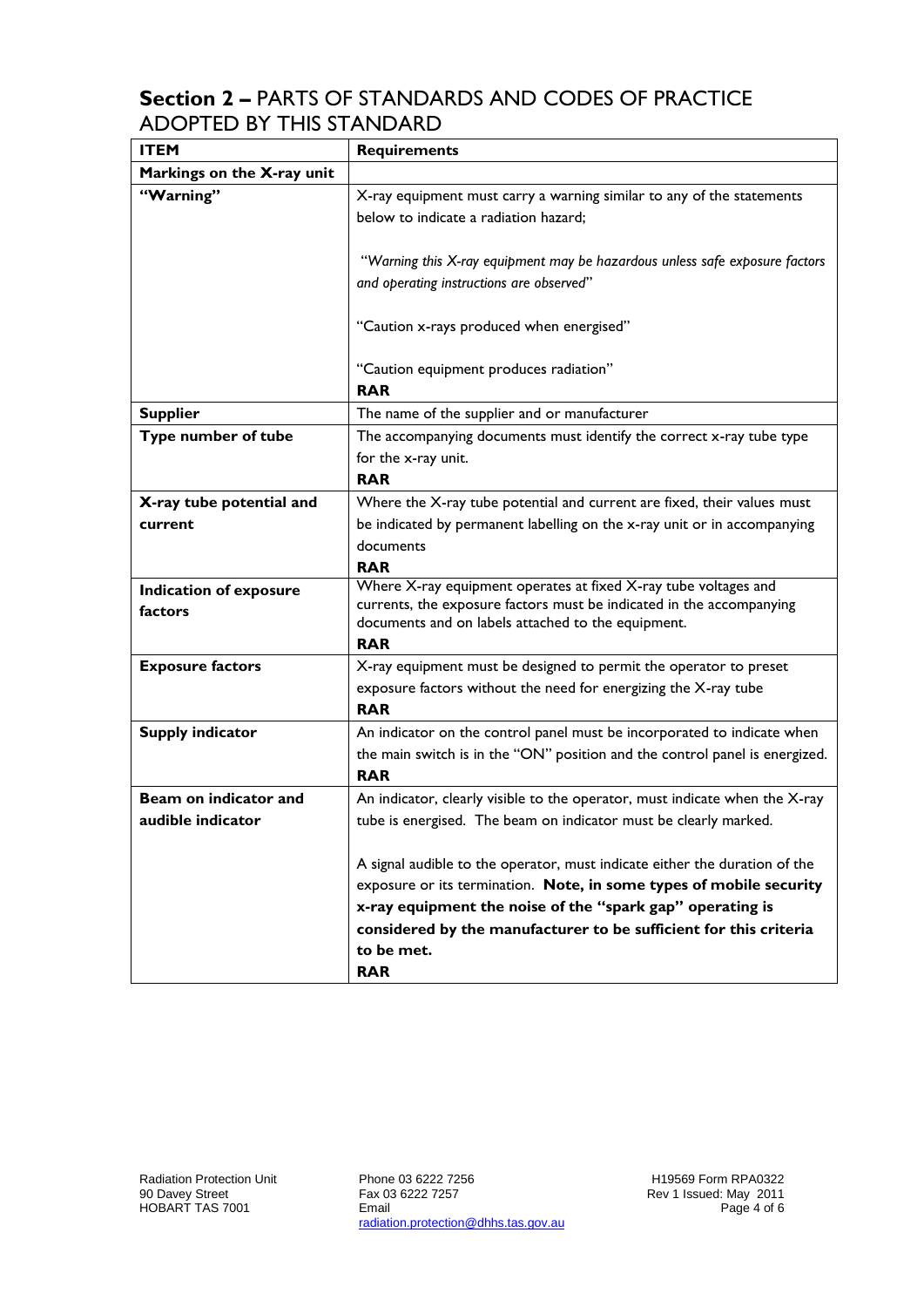## **Section 2 –** PARTS OF STANDARDS AND CODES OF PRACTICE ADOPTED BY THIS STANDARD

| **ITEM** | **Requirements** |
|---|---|
| **Markings on the X-ray unit** | |
| **"Warning"** | X-ray equipment must carry a warning similar to any of the statements below to indicate a radiation hazard;<br><br>*"Warning this X-ray equipment may be hazardous unless safe exposure factors and operating instructions are observed"*<br><br>"Caution x-rays produced when energised"<br><br>"Caution equipment produces radiation"<br>**RAR** |
| **Supplier** | The name of the supplier and or manufacturer |
| **Type number of tube** | The accompanying documents must identify the correct x-ray tube type for the x-ray unit.<br>**RAR** |
| **X-ray tube potential and current** | Where the X-ray tube potential and current are fixed, their values must be indicated by permanent labelling on the x-ray unit or in accompanying documents<br>**RAR** |
| **Indication of exposure factors** | Where X-ray equipment operates at fixed X-ray tube voltages and currents, the exposure factors must be indicated in the accompanying documents and on labels attached to the equipment.<br>**RAR** |
| **Exposure factors** | X-ray equipment must be designed to permit the operator to preset exposure factors without the need for energizing the X-ray tube<br>**RAR** |
| **Supply indicator** | An indicator on the control panel must be incorporated to indicate when the main switch is in the "ON" position and the control panel is energized.<br>**RAR** |
| **Beam on indicator and audible indicator** | An indicator, clearly visible to the operator, must indicate when the X-ray tube is energised. The beam on indicator must be clearly marked.<br><br>A signal audible to the operator, must indicate either the duration of the exposure or its termination. **Note, in some types of mobile security x-ray equipment the noise of the "spark gap" operating is considered by the manufacturer to be sufficient for this criteria to be met.**<br>**RAR** |

Radiation Protection Unit
90 Davey Street
HOBART TAS 7001

Phone 03 6222 7256
Fax 03 6222 7257
Email
radiation.protection@dhhs.tas.gov.au

H19569 Form RPA0322
Rev 1 Issued: May 2011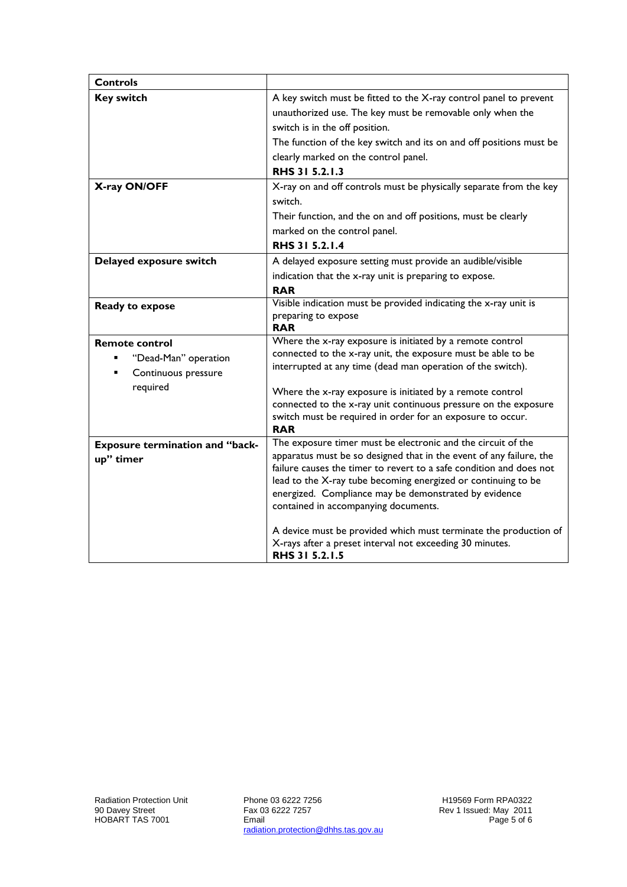| **Controls** | |
|---|---|
| **Key switch** | A key switch must be fitted to the X-ray control panel to prevent unauthorized use. The key must be removable only when the switch is in the off position.<br>The function of the key switch and its on and off positions must be clearly marked on the control panel.<br>**RHS 31 5.2.1.3** |
| **X-ray ON/OFF** | X-ray on and off controls must be physically separate from the key switch.<br>Their function, and the on and off positions, must be clearly marked on the control panel.<br>**RHS 31 5.2.1.4** |
| **Delayed exposure switch** | A delayed exposure setting must provide an audible/visible indication that the x-ray unit is preparing to expose.<br>**RAR** |
| **Ready to expose** | Visible indication must be provided indicating the x-ray unit is preparing to expose<br>**RAR** |
| **Remote control**<br>▪ "Dead-Man" operation<br>▪ Continuous pressure required | Where the x-ray exposure is initiated by a remote control connected to the x-ray unit, the exposure must be able to be interrupted at any time (dead man operation of the switch).<br><br>Where the x-ray exposure is initiated by a remote control connected to the x-ray unit continuous pressure on the exposure switch must be required in order for an exposure to occur.<br>**RAR** |
| **Exposure termination and "back-up" timer** | The exposure timer must be electronic and the circuit of the apparatus must be so designed that in the event of any failure, the failure causes the timer to revert to a safe condition and does not lead to the X-ray tube becoming energized or continuing to be energized. Compliance may be demonstrated by evidence contained in accompanying documents.<br><br>A device must be provided which must terminate the production of X-rays after a preset interval not exceeding 30 minutes.<br>**RHS 31 5.2.1.5** |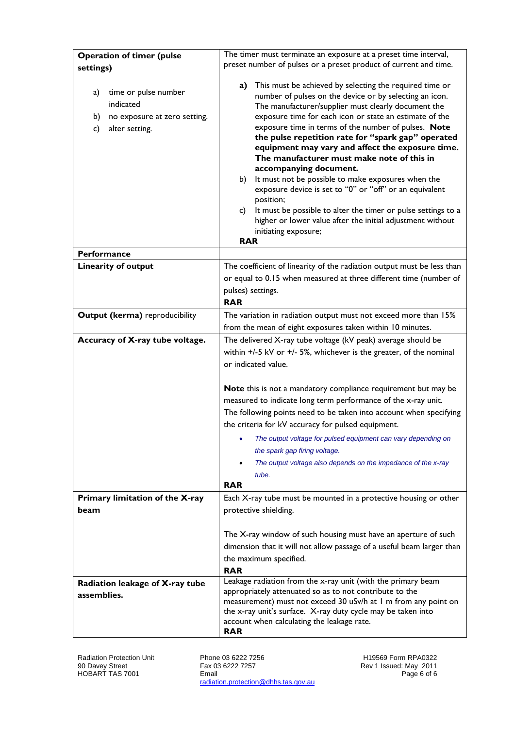| | |
|---|---|
| **Operation of timer (pulse settings)**<br><br>a) time or pulse number indicated<br>b) no exposure at zero setting.<br>c) alter setting. | The timer must terminate an exposure at a preset time interval, preset number of pulses or a preset product of current and time.<br><br>**a)** This must be achieved by selecting the required time or number of pulses on the device or by selecting an icon. The manufacturer/supplier must clearly document the exposure time for each icon or state an estimate of the exposure time in terms of the number of pulses. **Note the pulse repetition rate for "spark gap" operated equipment may vary and affect the exposure time. The manufacturer must make note of this in accompanying document.**<br>b) It must not be possible to make exposures when the exposure device is set to "0" or "off" or an equivalent position;<br>c) It must be possible to alter the timer or pulse settings to a higher or lower value after the initial adjustment without initiating exposure;<br>**RAR** |
| **Performance** | |
| **Linearity of output** | The coefficient of linearity of the radiation output must be less than or equal to 0.15 when measured at three different time (number of pulses) settings.<br>**RAR** |
| **Output (kerma)** reproducibility | The variation in radiation output must not exceed more than 15% from the mean of eight exposures taken within 10 minutes. |
| **Accuracy of X-ray tube voltage.** | The delivered X-ray tube voltage (kV peak) average should be within +/-5 kV or +/- 5%, whichever is the greater, of the nominal or indicated value.<br><br>**Note** this is not a mandatory compliance requirement but may be measured to indicate long term performance of the x-ray unit. The following points need to be taken into account when specifying the criteria for kV accuracy for pulsed equipment.<br>• *The output voltage for pulsed equipment can vary depending on the spark gap firing voltage.*<br>• *The output voltage also depends on the impedance of the x-ray tube.*<br>**RAR** |
| **Primary limitation of the X-ray beam** | Each X-ray tube must be mounted in a protective housing or other protective shielding.<br><br>The X-ray window of such housing must have an aperture of such dimension that it will not allow passage of a useful beam larger than the maximum specified.<br>**RAR** |
| **Radiation leakage of X-ray tube assemblies.** | Leakage radiation from the x-ray unit (with the primary beam appropriately attenuated so as to not contribute to the measurement) must not exceed 30 uSv/h at 1 m from any point on the x-ray unit's surface. X-ray duty cycle may be taken into account when calculating the leakage rate.<br>**RAR** |

Radiation Protection Unit
90 Davey Street
HOBART TAS 7001

Phone 03 6222 7256
Fax 03 6222 7257
Email
radiation.protection@dhhs.tas.gov.au

H19569 Form RPA0322
Rev 1 Issued: May 2011